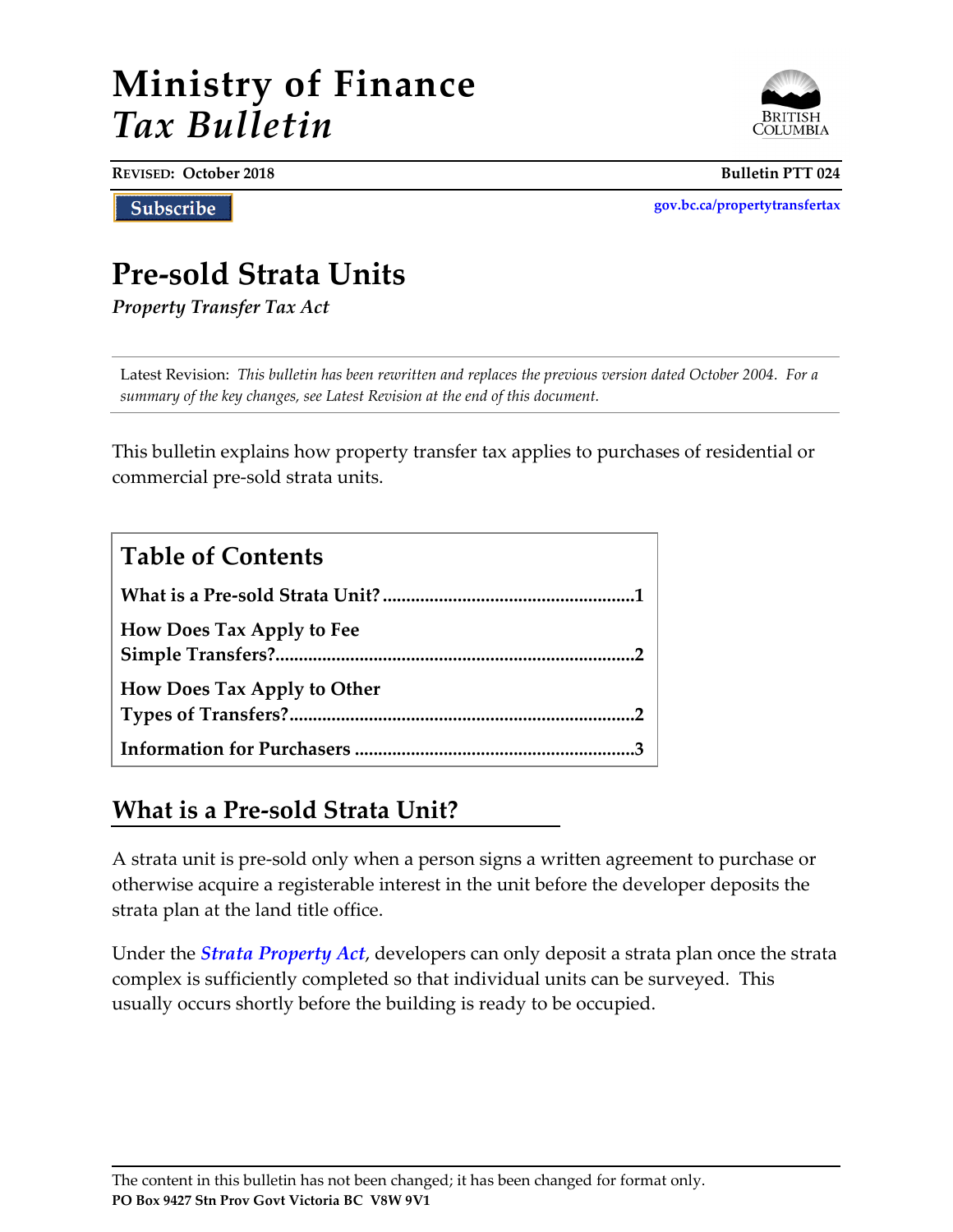# Ministry of Finance
# *Tax Bulletin*

**REVISED: October 2018** **Bulletin PTT 024**

Subscribe

gov.bc.ca/propertytransfertax

## Pre-sold Strata Units

***Property Transfer Tax Act***

Latest Revision: *This bulletin has been rewritten and replaces the previous version dated October 2004. For a summary of the key changes, see Latest Revision at the end of this document.*

This bulletin explains how property transfer tax applies to purchases of residential or commercial pre-sold strata units.

| Table of Contents | |
|---|---|
| **What is a Pre-sold Strata Unit?** | **1** |
| **How Does Tax Apply to Fee Simple Transfers?** | **2** |
| **How Does Tax Apply to Other Types of Transfers?** | **2** |
| **Information for Purchasers** | **3** |

## What is a Pre-sold Strata Unit?

A strata unit is pre-sold only when a person signs a written agreement to purchase or otherwise acquire a registerable interest in the unit before the developer deposits the strata plan at the land title office.

Under the ***Strata Property Act***, developers can only deposit a strata plan once the strata complex is sufficiently completed so that individual units can be surveyed. This usually occurs shortly before the building is ready to be occupied.

The content in this bulletin has not been changed; it has been changed for format only.
**PO Box 9427 Stn Prov Govt Victoria BC V8W 9V1**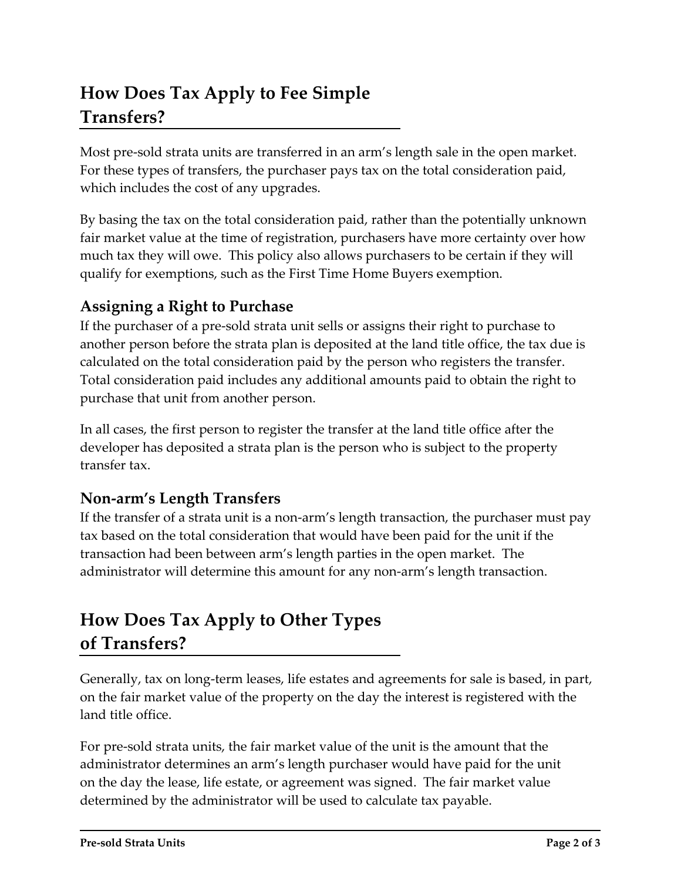## How Does Tax Apply to Fee Simple Transfers?

Most pre-sold strata units are transferred in an arm's length sale in the open market. For these types of transfers, the purchaser pays tax on the total consideration paid, which includes the cost of any upgrades.

By basing the tax on the total consideration paid, rather than the potentially unknown fair market value at the time of registration, purchasers have more certainty over how much tax they will owe. This policy also allows purchasers to be certain if they will qualify for exemptions, such as the First Time Home Buyers exemption.

### Assigning a Right to Purchase

If the purchaser of a pre-sold strata unit sells or assigns their right to purchase to another person before the strata plan is deposited at the land title office, the tax due is calculated on the total consideration paid by the person who registers the transfer. Total consideration paid includes any additional amounts paid to obtain the right to purchase that unit from another person.

In all cases, the first person to register the transfer at the land title office after the developer has deposited a strata plan is the person who is subject to the property transfer tax.

### Non-arm's Length Transfers

If the transfer of a strata unit is a non-arm's length transaction, the purchaser must pay tax based on the total consideration that would have been paid for the unit if the transaction had been between arm's length parties in the open market. The administrator will determine this amount for any non-arm's length transaction.

## How Does Tax Apply to Other Types of Transfers?

Generally, tax on long-term leases, life estates and agreements for sale is based, in part, on the fair market value of the property on the day the interest is registered with the land title office.

For pre-sold strata units, the fair market value of the unit is the amount that the administrator determines an arm's length purchaser would have paid for the unit on the day the lease, life estate, or agreement was signed. The fair market value determined by the administrator will be used to calculate tax payable.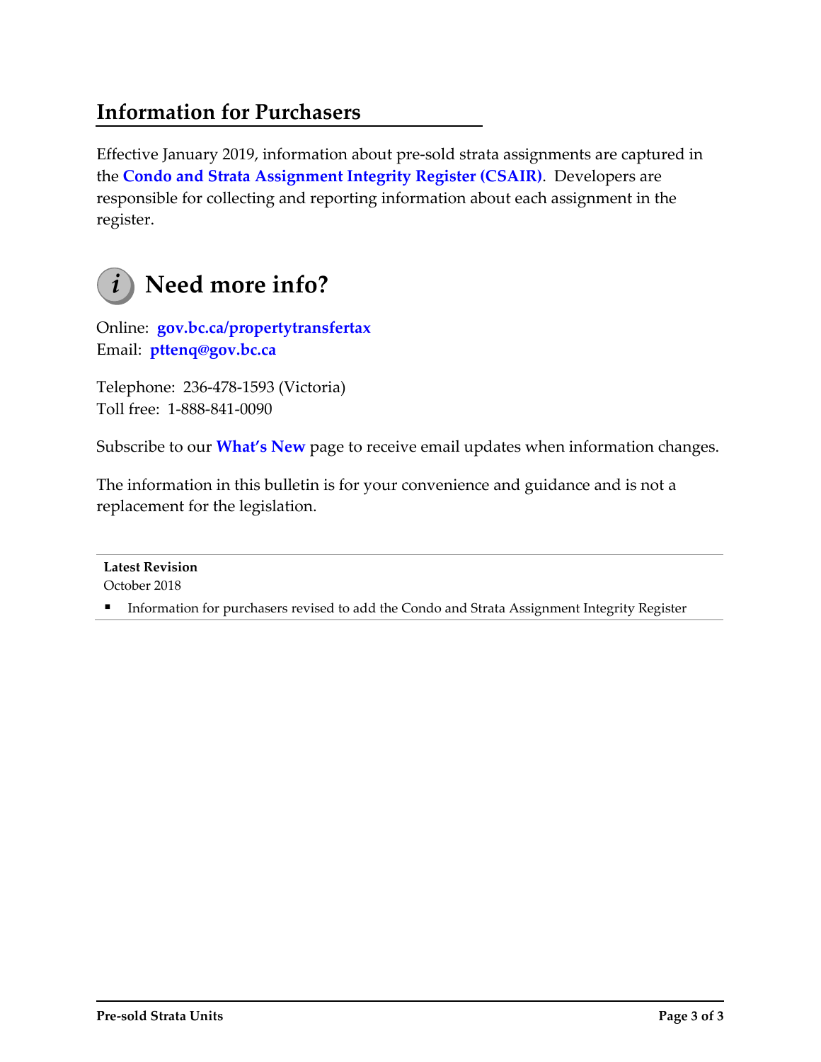## Information for Purchasers

Effective January 2019, information about pre-sold strata assignments are captured in the **Condo and Strata Assignment Integrity Register (CSAIR)**. Developers are responsible for collecting and reporting information about each assignment in the register.

## Need more info?

Online: **gov.bc.ca/propertytransfertax**
Email: **pttenq@gov.bc.ca**

Telephone: 236-478-1593 (Victoria)
Toll free: 1-888-841-0090

Subscribe to our **What's New** page to receive email updates when information changes.

The information in this bulletin is for your convenience and guidance and is not a replacement for the legislation.

**Latest Revision**
October 2018

- Information for purchasers revised to add the Condo and Strata Assignment Integrity Register